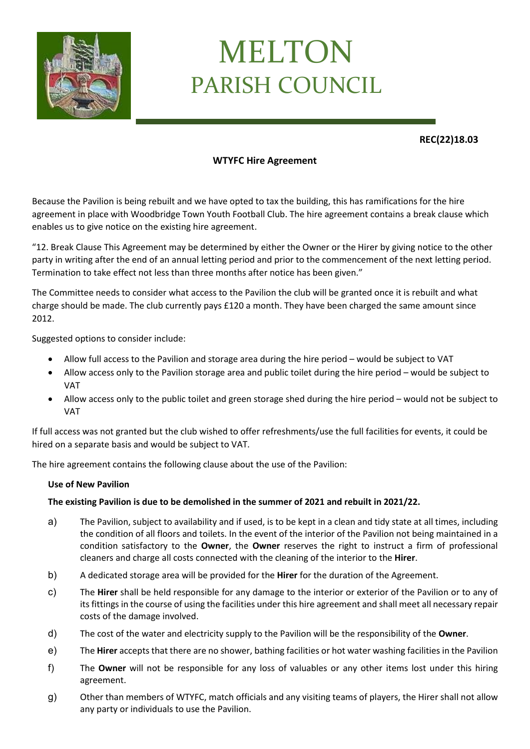# MELTON
## PARISH COUNCIL

**REC(22)18.03**

**WTYFC Hire Agreement**

Because the Pavilion is being rebuilt and we have opted to tax the building, this has ramifications for the hire agreement in place with Woodbridge Town Youth Football Club. The hire agreement contains a break clause which enables us to give notice on the existing hire agreement.

"12. Break Clause This Agreement may be determined by either the Owner or the Hirer by giving notice to the other party in writing after the end of an annual letting period and prior to the commencement of the next letting period. Termination to take effect not less than three months after notice has been given."

The Committee needs to consider what access to the Pavilion the club will be granted once it is rebuilt and what charge should be made. The club currently pays £120 a month. They have been charged the same amount since 2012.

Suggested options to consider include:

- Allow full access to the Pavilion and storage area during the hire period – would be subject to VAT
- Allow access only to the Pavilion storage area and public toilet during the hire period – would be subject to VAT
- Allow access only to the public toilet and green storage shed during the hire period – would not be subject to VAT

If full access was not granted but the club wished to offer refreshments/use the full facilities for events, it could be hired on a separate basis and would be subject to VAT.

The hire agreement contains the following clause about the use of the Pavilion:

**Use of New Pavilion**

**The existing Pavilion is due to be demolished in the summer of 2021 and rebuilt in 2021/22.**

a) The Pavilion, subject to availability and if used, is to be kept in a clean and tidy state at all times, including the condition of all floors and toilets. In the event of the interior of the Pavilion not being maintained in a condition satisfactory to the **Owner**, the **Owner** reserves the right to instruct a firm of professional cleaners and charge all costs connected with the cleaning of the interior to the **Hirer**.

b) A dedicated storage area will be provided for the **Hirer** for the duration of the Agreement.

c) The **Hirer** shall be held responsible for any damage to the interior or exterior of the Pavilion or to any of its fittings in the course of using the facilities under this hire agreement and shall meet all necessary repair costs of the damage involved.

d) The cost of the water and electricity supply to the Pavilion will be the responsibility of the **Owner**.

e) The **Hirer** accepts that there are no shower, bathing facilities or hot water washing facilities in the Pavilion

f) The **Owner** will not be responsible for any loss of valuables or any other items lost under this hiring agreement.

g) Other than members of WTYFC, match officials and any visiting teams of players, the Hirer shall not allow any party or individuals to use the Pavilion.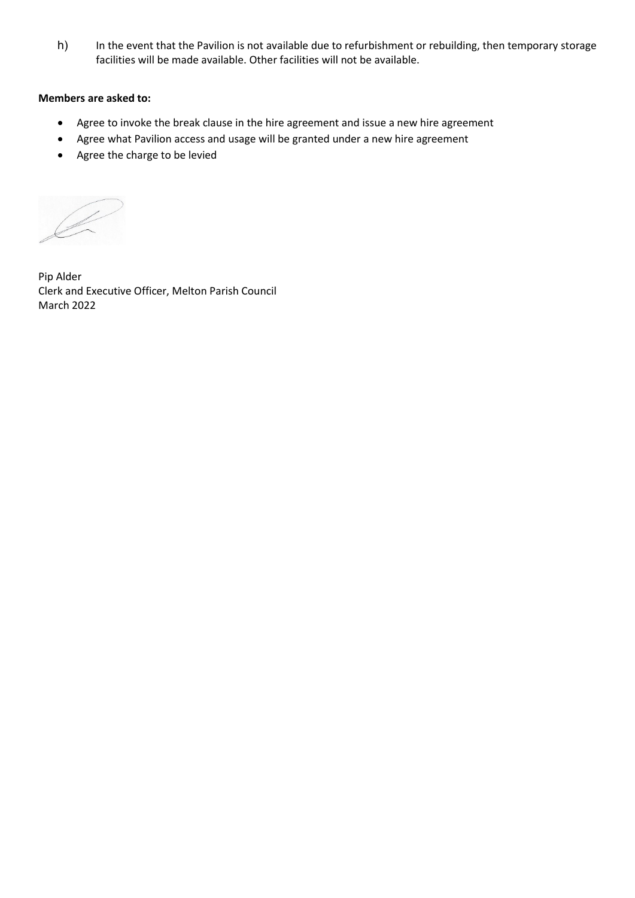h) In the event that the Pavilion is not available due to refurbishment or rebuilding, then temporary storage facilities will be made available. Other facilities will not be available.

**Members are asked to:**

- Agree to invoke the break clause in the hire agreement and issue a new hire agreement
- Agree what Pavilion access and usage will be granted under a new hire agreement
- Agree the charge to be levied

Pip Alder
Clerk and Executive Officer, Melton Parish Council
March 2022